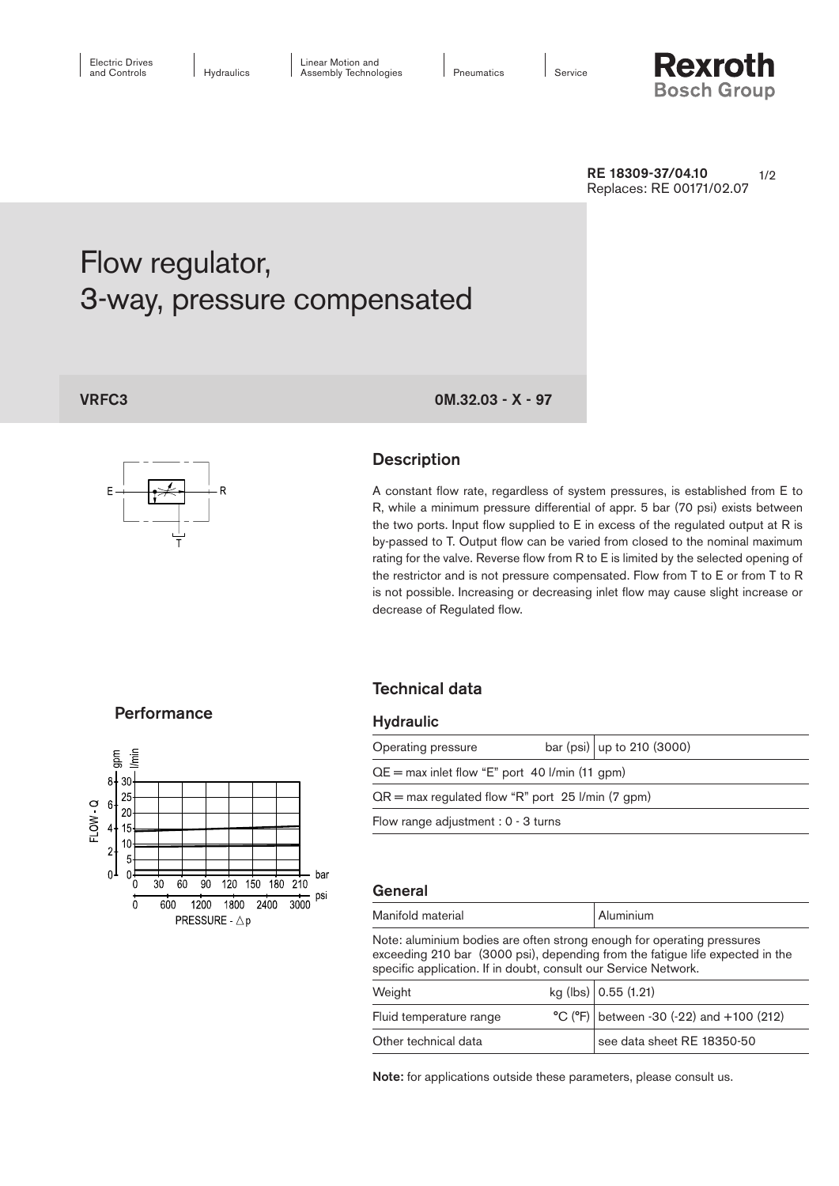RE 18309-37/04.10
Replaces: RE 00171/02.07

# Flow regulator, 3-way, pressure compensated

**VRFC3** **0M.32.03 - X - 97**

## Description

A constant flow rate, regardless of system pressures, is established from E to R, while a minimum pressure differential of appr. 5 bar (70 psi) exists between the two ports. Input flow supplied to E in excess of the regulated output at R is by-passed to T. Output flow can be varied from closed to the nominal maximum rating for the valve. Reverse flow from R to E is limited by the selected opening of the restrictor and is not pressure compensated. Flow from T to E or from T to R is not possible. Increasing or decreasing inlet flow may cause slight increase or decrease of Regulated flow.

## Performance

## Technical data

### Hydraulic

| Operating pressure | bar (psi) | up to 210 (3000) |
|---|---|---|
| QE = max inlet flow "E" port 40 l/min (11 gpm) | | |
| QR = max regulated flow "R" port 25 l/min (7 gpm) | | |
| Flow range adjustment : 0 - 3 turns | | |

### General

| Manifold material | | Aluminium |
|---|---|---|
| Note: aluminium bodies are often strong enough for operating pressures exceeding 210 bar (3000 psi), depending from the fatigue life expected in the specific application. If in doubt, consult our Service Network. | | |
| Weight | kg (lbs) | 0.55 (1.21) |
| Fluid temperature range | °C (°F) | between -30 (-22) and +100 (212) |
| Other technical data | | see data sheet RE 18350-50 |

**Note:** for applications outside these parameters, please consult us.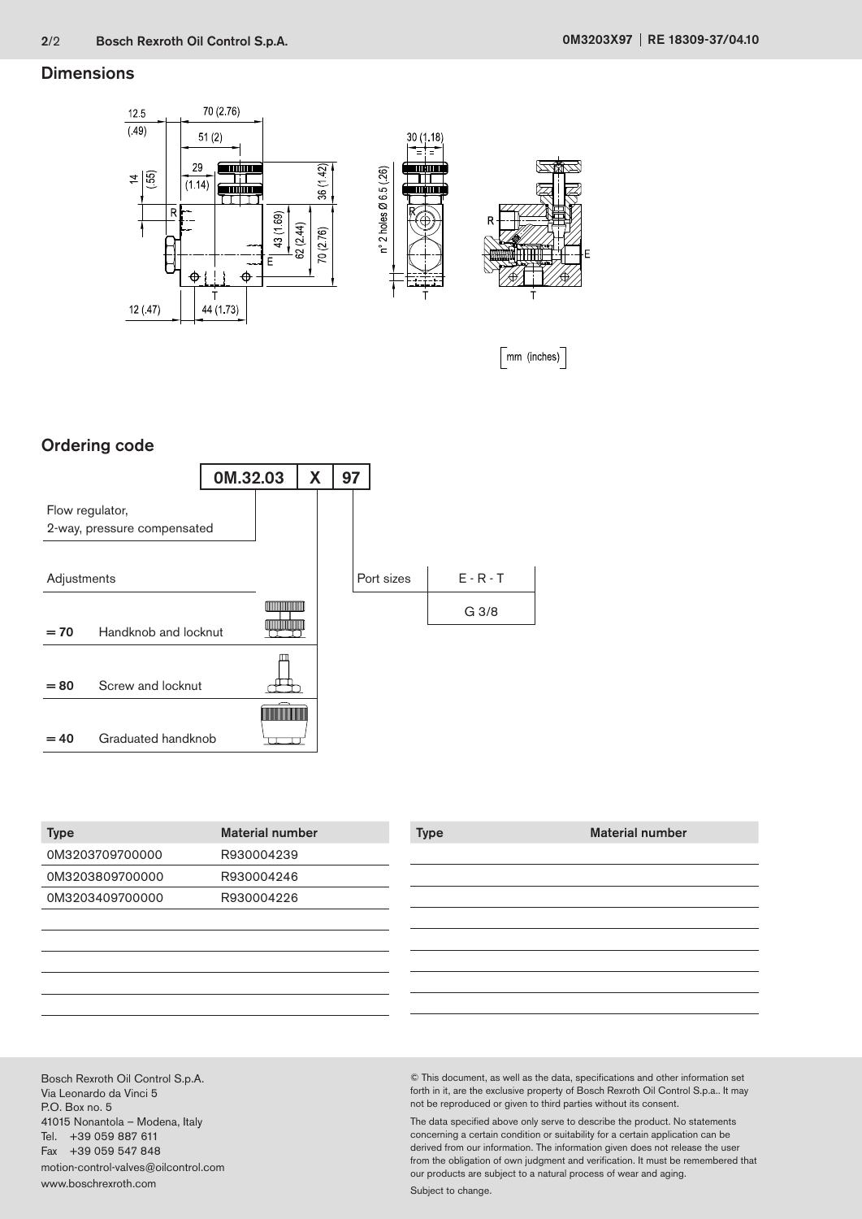## Dimensions

12.5
(.49)
70 (2.76)
51 (2)
29
(1.14)
14
(.55)
36 (1.42)
43 (1.69)
62 (2.44)
70 (2.76)
12 (.47)
44 (1.73)
R
E
T
30 (1.18)
n° 2 holes Ø 6.5 (.26)

mm (inches)

## Ordering code

| 0M.32.03 | X | 97 |
|---|---|---|

Flow regulator,
2-way, pressure compensated

**Adjustments**

| | | |
|---|---|---|
| = 70 | Handknob and locknut | |
| = 80 | Screw and locknut | |
| = 40 | Graduated handknob | |

| Port sizes | E - R - T |
|---|---|
| | G 3/8 |

| Type | Material number |
|---|---|
| 0M3203709700000 | R930004239 |
| 0M3203809700000 | R930004246 |
| 0M3203409700000 | R930004226 |

| Type | Material number |
|---|---|
| | |

Bosch Rexroth Oil Control S.p.A.
Via Leonardo da Vinci 5
P.O. Box no. 5
41015 Nonantola – Modena, Italy
Tel. +39 059 887 611
Fax +39 059 547 848
motion-control-valves@oilcontrol.com
www.boschrexroth.com

© This document, as well as the data, specifications and other information set forth in it, are the exclusive property of Bosch Rexroth Oil Control S.p.a.. It may not be reproduced or given to third parties without its consent.

The data specified above only serve to describe the product. No statements concerning a certain condition or suitability for a certain application can be derived from our information. The information given does not release the user from the obligation of own judgment and verification. It must be remembered that our products are subject to a natural process of wear and aging.

Subject to change.